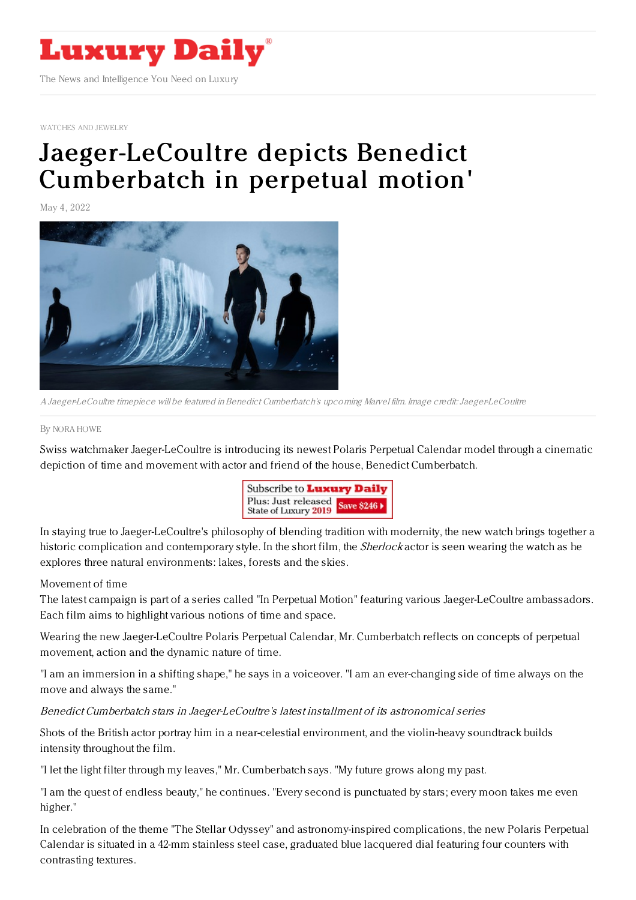# Luxury Daily

The News and Intelligence You Need on Luxury

WATCHES AND JEWELRY

# Jaeger-LeCoultre depicts Benedict Cumberbatch in perpetual motion'

May 4, 2022

*A Jaeger-LeCoultre timepiece will be featured in Benedict Cumberbatch's upcoming Marvel film. Image credit: Jaeger-LeCoultre*

By NORA HOWE

Swiss watchmaker Jaeger-LeCoultre is introducing its newest Polaris Perpetual Calendar model through a cinematic depiction of time and movement with actor and friend of the house, Benedict Cumberbatch.

In staying true to Jaeger-LeCoultre's philosophy of blending tradition with modernity, the new watch brings together a historic complication and contemporary style. In the short film, the *Sherlock* actor is seen wearing the watch as he explores three natural environments: lakes, forests and the skies.

Movement of time

The latest campaign is part of a series called "In Perpetual Motion" featuring various Jaeger-LeCoultre ambassadors. Each film aims to highlight various notions of time and space.

Wearing the new Jaeger-LeCoultre Polaris Perpetual Calendar, Mr. Cumberbatch reflects on concepts of perpetual movement, action and the dynamic nature of time.

"I am an immersion in a shifting shape," he says in a voiceover. "I am an ever-changing side of time always on the move and always the same."

*Benedict Cumberbatch stars in Jaeger-LeCoultre's latest installment of its astronomical series*

Shots of the British actor portray him in a near-celestial environment, and the violin-heavy soundtrack builds intensity throughout the film.

"I let the light filter through my leaves," Mr. Cumberbatch says. "My future grows along my past.

"I am the quest of endless beauty," he continues. "Every second is punctuated by stars; every moon takes me even higher."

In celebration of the theme "The Stellar Odyssey" and astronomy-inspired complications, the new Polaris Perpetual Calendar is situated in a 42-mm stainless steel case, graduated blue lacquered dial featuring four counters with contrasting textures.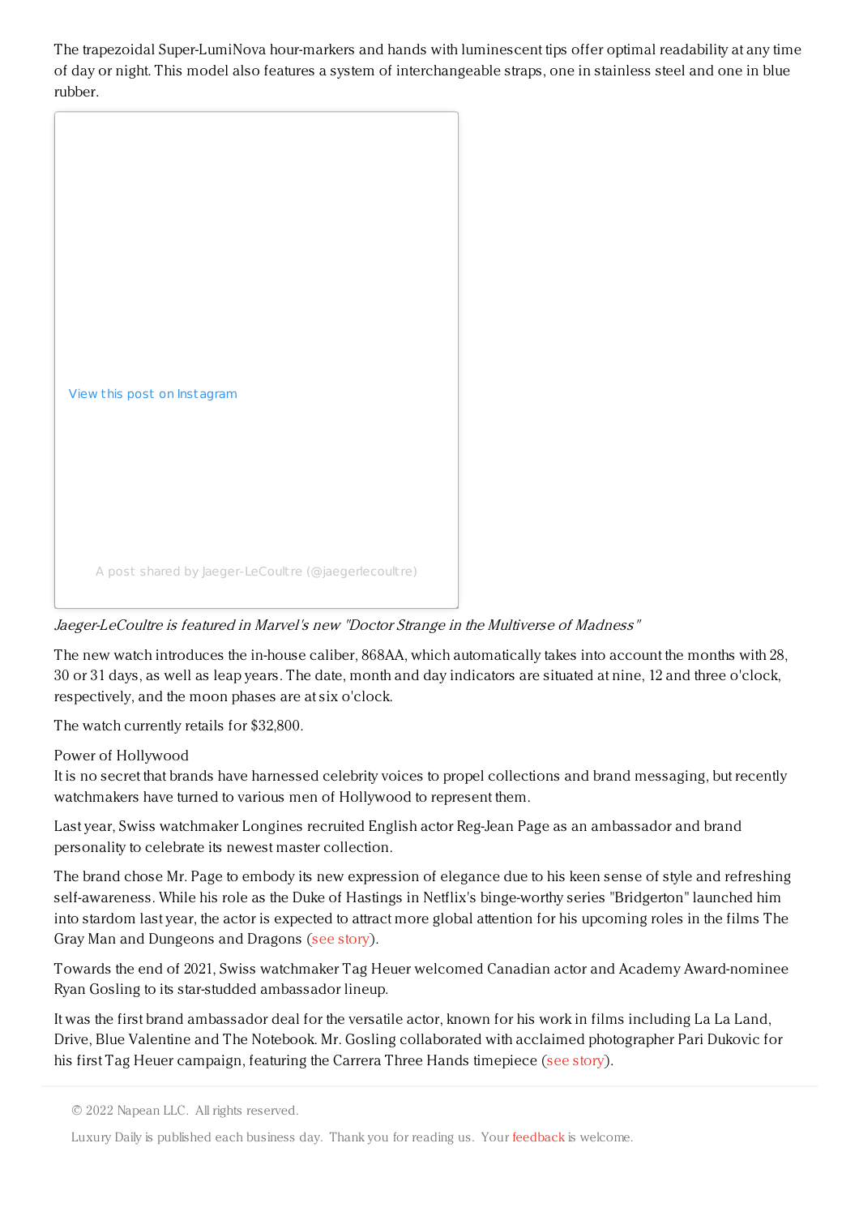The trapezoidal Super-LumiNova hour-markers and hands with luminescent tips offer optimal readability at any time of day or night. This model also features a system of interchangeable straps, one in stainless steel and one in blue rubber.

View this post on Instagram

A post shared by Jaeger-LeCoultre (@jaegerlecoultre)

*Jaeger-LeCoultre is featured in Marvel's new "Doctor Strange in the Multiverse of Madness"*

The new watch introduces the in-house caliber, 868AA, which automatically takes into account the months with 28, 30 or 31 days, as well as leap years. The date, month and day indicators are situated at nine, 12 and three o'clock, respectively, and the moon phases are at six o'clock.

The watch currently retails for $32,800.

Power of Hollywood

It is no secret that brands have harnessed celebrity voices to propel collections and brand messaging, but recently watchmakers have turned to various men of Hollywood to represent them.

Last year, Swiss watchmaker Longines recruited English actor Reg-Jean Page as an ambassador and brand personality to celebrate its newest master collection.

The brand chose Mr. Page to embody its new expression of elegance due to his keen sense of style and refreshing self-awareness. While his role as the Duke of Hastings in Netflix's binge-worthy series "Bridgerton" launched him into stardom last year, the actor is expected to attract more global attention for his upcoming roles in the films The Gray Man and Dungeons and Dragons (see story).

Towards the end of 2021, Swiss watchmaker Tag Heuer welcomed Canadian actor and Academy Award-nominee Ryan Gosling to its star-studded ambassador lineup.

It was the first brand ambassador deal for the versatile actor, known for his work in films including La La Land, Drive, Blue Valentine and The Notebook. Mr. Gosling collaborated with acclaimed photographer Pari Dukovic for his first Tag Heuer campaign, featuring the Carrera Three Hands timepiece (see story).

© 2022 Napean LLC. All rights reserved.

Luxury Daily is published each business day. Thank you for reading us. Your feedback is welcome.